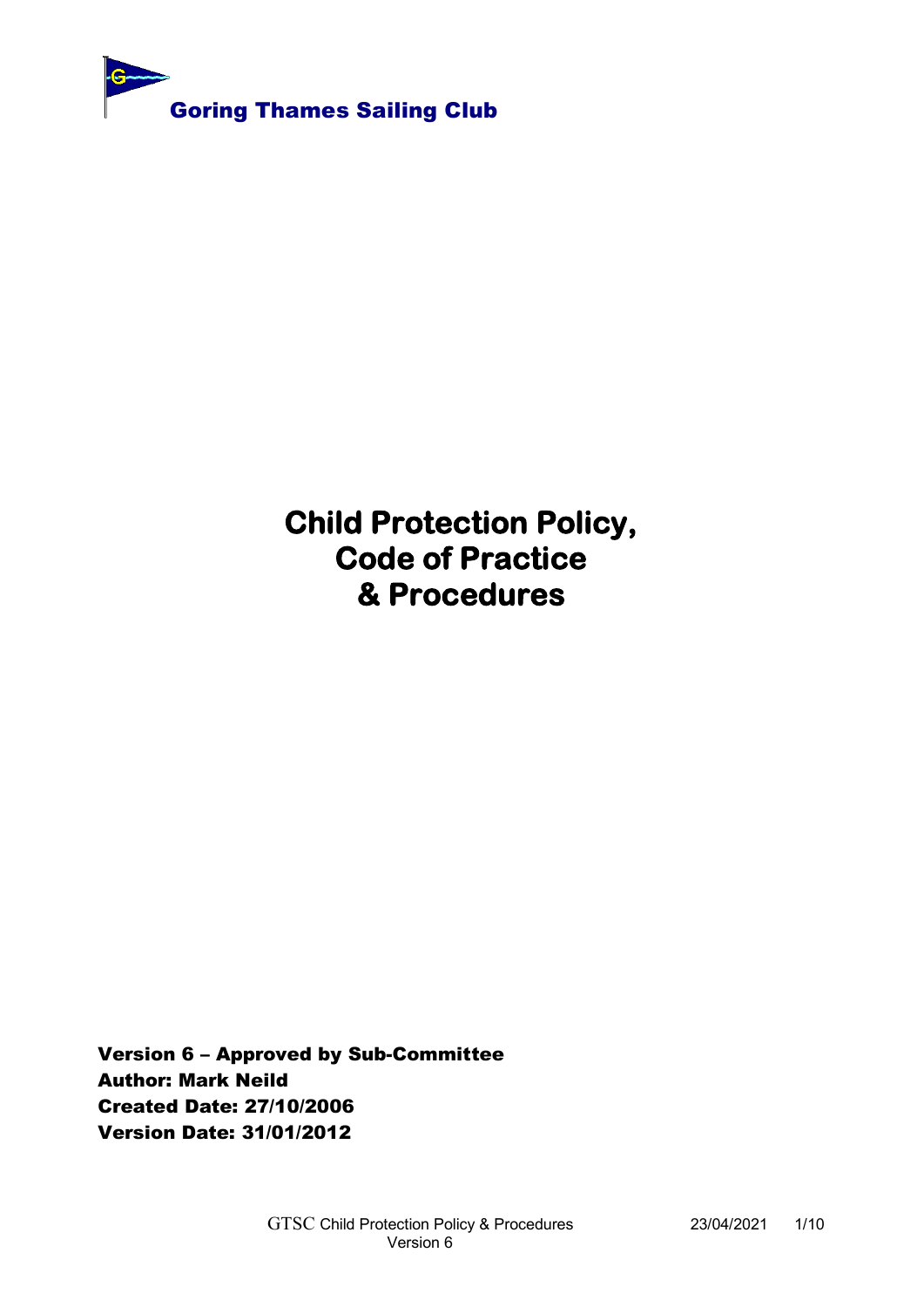Goring Thames Sailing Club

# Child Protection Policy, Code of Practice & Procedures

**Version 6 – Approved by Sub-Committee**
**Author: Mark Neild**
**Created Date: 27/10/2006**
**Version Date: 31/01/2012**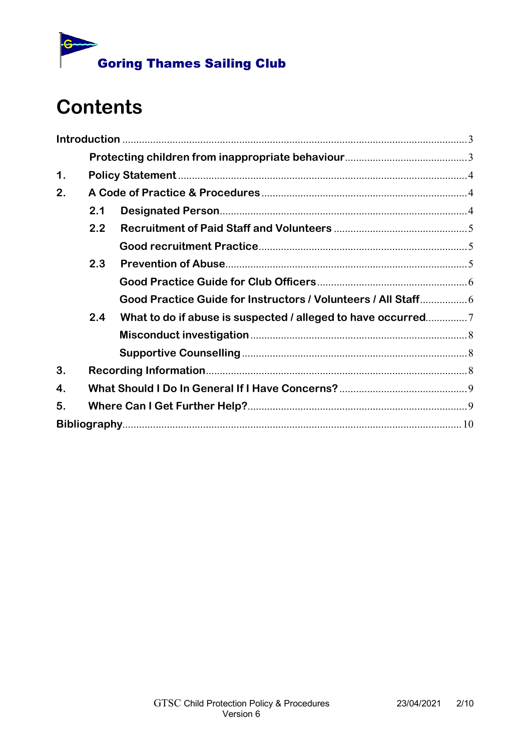**Goring Thames Sailing Club**

# Contents

- **Introduction** .......... 3
  - **Protecting children from inappropriate behaviour** .......... 3
- **1. Policy Statement** .......... 4
- **2. A Code of Practice & Procedures** .......... 4
  - **2.1 Designated Person** .......... 4
  - **2.2 Recruitment of Paid Staff and Volunteers** .......... 5
    - **Good recruitment Practice** .......... 5
  - **2.3 Prevention of Abuse** .......... 5
    - **Good Practice Guide for Club Officers** .......... 6
    - **Good Practice Guide for Instructors / Volunteers / All Staff** .......... 6
  - **2.4 What to do if abuse is suspected / alleged to have occurred** .......... 7
    - **Misconduct investigation** .......... 8
    - **Supportive Counselling** .......... 8
- **3. Recording Information** .......... 8
- **4. What Should I Do In General If I Have Concerns?** .......... 9
- **5. Where Can I Get Further Help?** .......... 9
- **Bibliography** .......... 10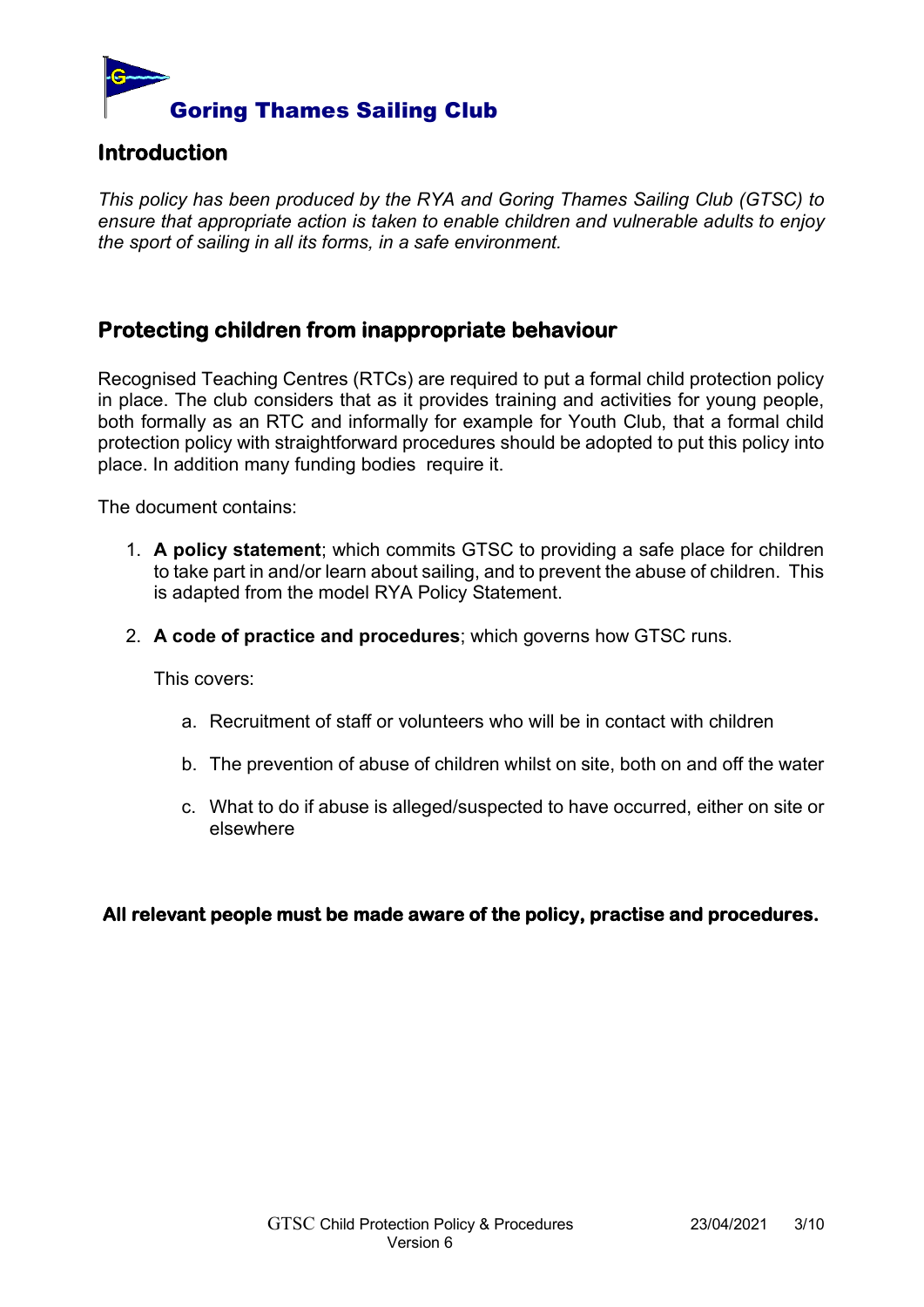**Goring Thames Sailing Club**

## Introduction

*This policy has been produced by the RYA and Goring Thames Sailing Club (GTSC) to ensure that appropriate action is taken to enable children and vulnerable adults to enjoy the sport of sailing in all its forms, in a safe environment.*

## Protecting children from inappropriate behaviour

Recognised Teaching Centres (RTCs) are required to put a formal child protection policy in place. The club considers that as it provides training and activities for young people, both formally as an RTC and informally for example for Youth Club, that a formal child protection policy with straightforward procedures should be adopted to put this policy into place. In addition many funding bodies require it.

The document contains:

1. **A policy statement**; which commits GTSC to providing a safe place for children to take part in and/or learn about sailing, and to prevent the abuse of children. This is adapted from the model RYA Policy Statement.

2. **A code of practice and procedures**; which governs how GTSC runs.

   This covers:

   a. Recruitment of staff or volunteers who will be in contact with children

   b. The prevention of abuse of children whilst on site, both on and off the water

   c. What to do if abuse is alleged/suspected to have occurred, either on site or elsewhere

**All relevant people must be made aware of the policy, practise and procedures.**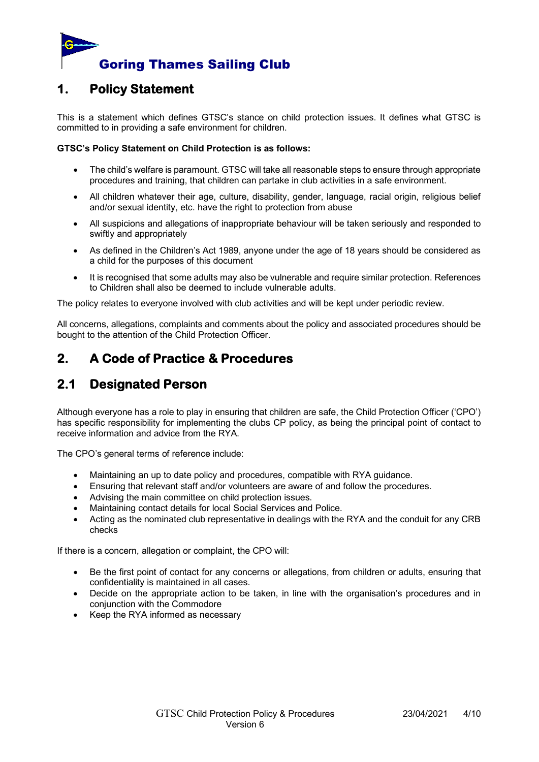# Goring Thames Sailing Club

## 1. Policy Statement

This is a statement which defines GTSC's stance on child protection issues. It defines what GTSC is committed to in providing a safe environment for children.

**GTSC's Policy Statement on Child Protection is as follows:**

- The child's welfare is paramount. GTSC will take all reasonable steps to ensure through appropriate procedures and training, that children can partake in club activities in a safe environment.
- All children whatever their age, culture, disability, gender, language, racial origin, religious belief and/or sexual identity, etc. have the right to protection from abuse
- All suspicions and allegations of inappropriate behaviour will be taken seriously and responded to swiftly and appropriately
- As defined in the Children's Act 1989, anyone under the age of 18 years should be considered as a child for the purposes of this document
- It is recognised that some adults may also be vulnerable and require similar protection. References to Children shall also be deemed to include vulnerable adults.

The policy relates to everyone involved with club activities and will be kept under periodic review.

All concerns, allegations, complaints and comments about the policy and associated procedures should be bought to the attention of the Child Protection Officer.

## 2. A Code of Practice & Procedures

## 2.1 Designated Person

Although everyone has a role to play in ensuring that children are safe, the Child Protection Officer ('CPO') has specific responsibility for implementing the clubs CP policy, as being the principal point of contact to receive information and advice from the RYA.

The CPO's general terms of reference include:

- Maintaining an up to date policy and procedures, compatible with RYA guidance.
- Ensuring that relevant staff and/or volunteers are aware of and follow the procedures.
- Advising the main committee on child protection issues.
- Maintaining contact details for local Social Services and Police.
- Acting as the nominated club representative in dealings with the RYA and the conduit for any CRB checks

If there is a concern, allegation or complaint, the CPO will:

- Be the first point of contact for any concerns or allegations, from children or adults, ensuring that confidentiality is maintained in all cases.
- Decide on the appropriate action to be taken, in line with the organisation's procedures and in conjunction with the Commodore
- Keep the RYA informed as necessary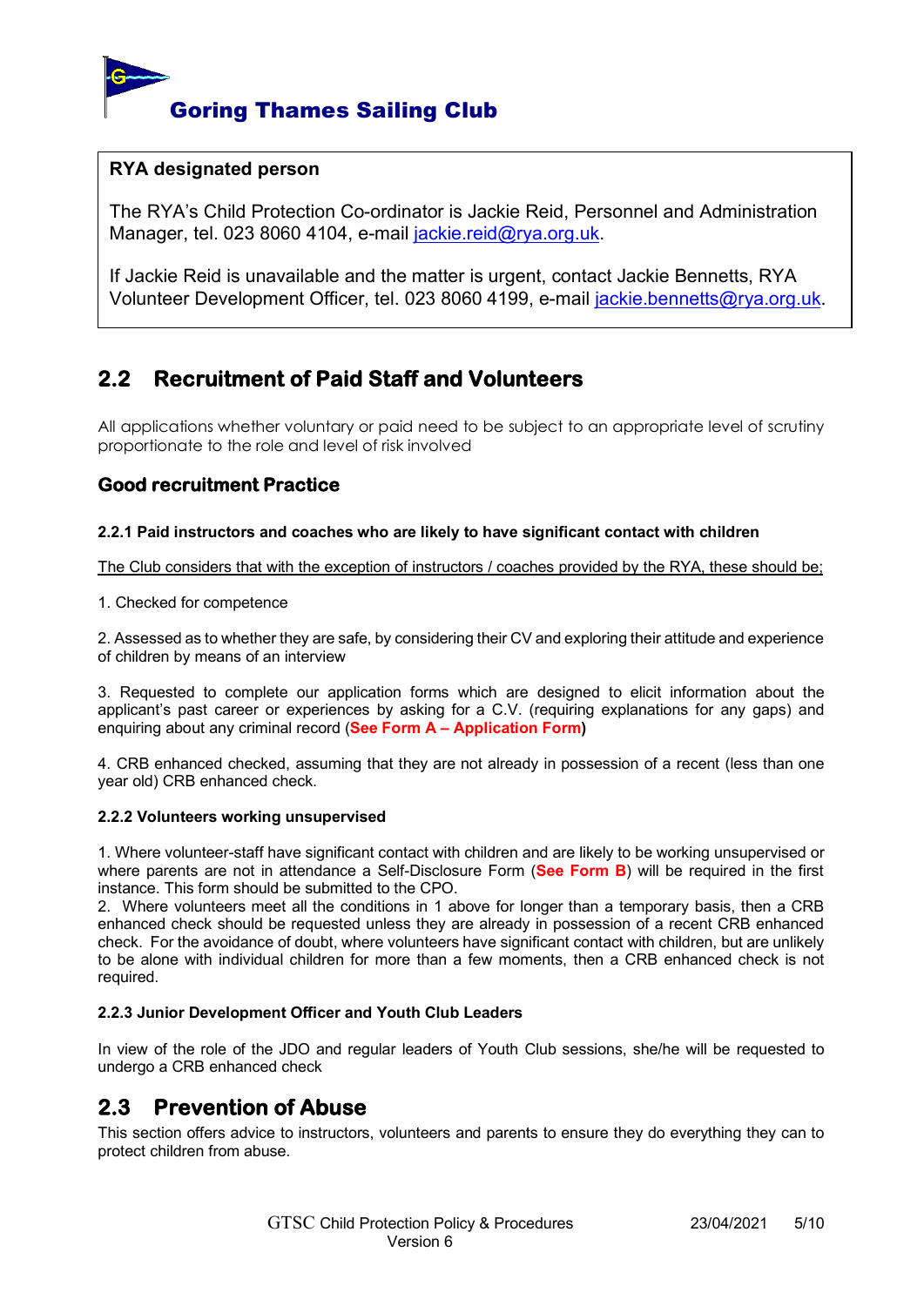**RYA designated person**

The RYA's Child Protection Co-ordinator is Jackie Reid, Personnel and Administration Manager, tel. 023 8060 4104, e-mail jackie.reid@rya.org.uk.

If Jackie Reid is unavailable and the matter is urgent, contact Jackie Bennetts, RYA Volunteer Development Officer, tel. 023 8060 4199, e-mail jackie.bennetts@rya.org.uk.

## 2.2 Recruitment of Paid Staff and Volunteers

All applications whether voluntary or paid need to be subject to an appropriate level of scrutiny proportionate to the role and level of risk involved

### Good recruitment Practice

#### 2.2.1 Paid instructors and coaches who are likely to have significant contact with children

The Club considers that with the exception of instructors / coaches provided by the RYA, these should be;

1. Checked for competence

2. Assessed as to whether they are safe, by considering their CV and exploring their attitude and experience of children by means of an interview

3. Requested to complete our application forms which are designed to elicit information about the applicant's past career or experiences by asking for a C.V. (requiring explanations for any gaps) and enquiring about any criminal record (**See Form A – Application Form)**

4. CRB enhanced checked, assuming that they are not already in possession of a recent (less than one year old) CRB enhanced check.

#### 2.2.2 Volunteers working unsupervised

1. Where volunteer-staff have significant contact with children and are likely to be working unsupervised or where parents are not in attendance a Self-Disclosure Form (**See Form B**) will be required in the first instance. This form should be submitted to the CPO.

2. Where volunteers meet all the conditions in 1 above for longer than a temporary basis, then a CRB enhanced check should be requested unless they are already in possession of a recent CRB enhanced check. For the avoidance of doubt, where volunteers have significant contact with children, but are unlikely to be alone with individual children for more than a few moments, then a CRB enhanced check is not required.

#### 2.2.3 Junior Development Officer and Youth Club Leaders

In view of the role of the JDO and regular leaders of Youth Club sessions, she/he will be requested to undergo a CRB enhanced check

## 2.3 Prevention of Abuse

This section offers advice to instructors, volunteers and parents to ensure they do everything they can to protect children from abuse.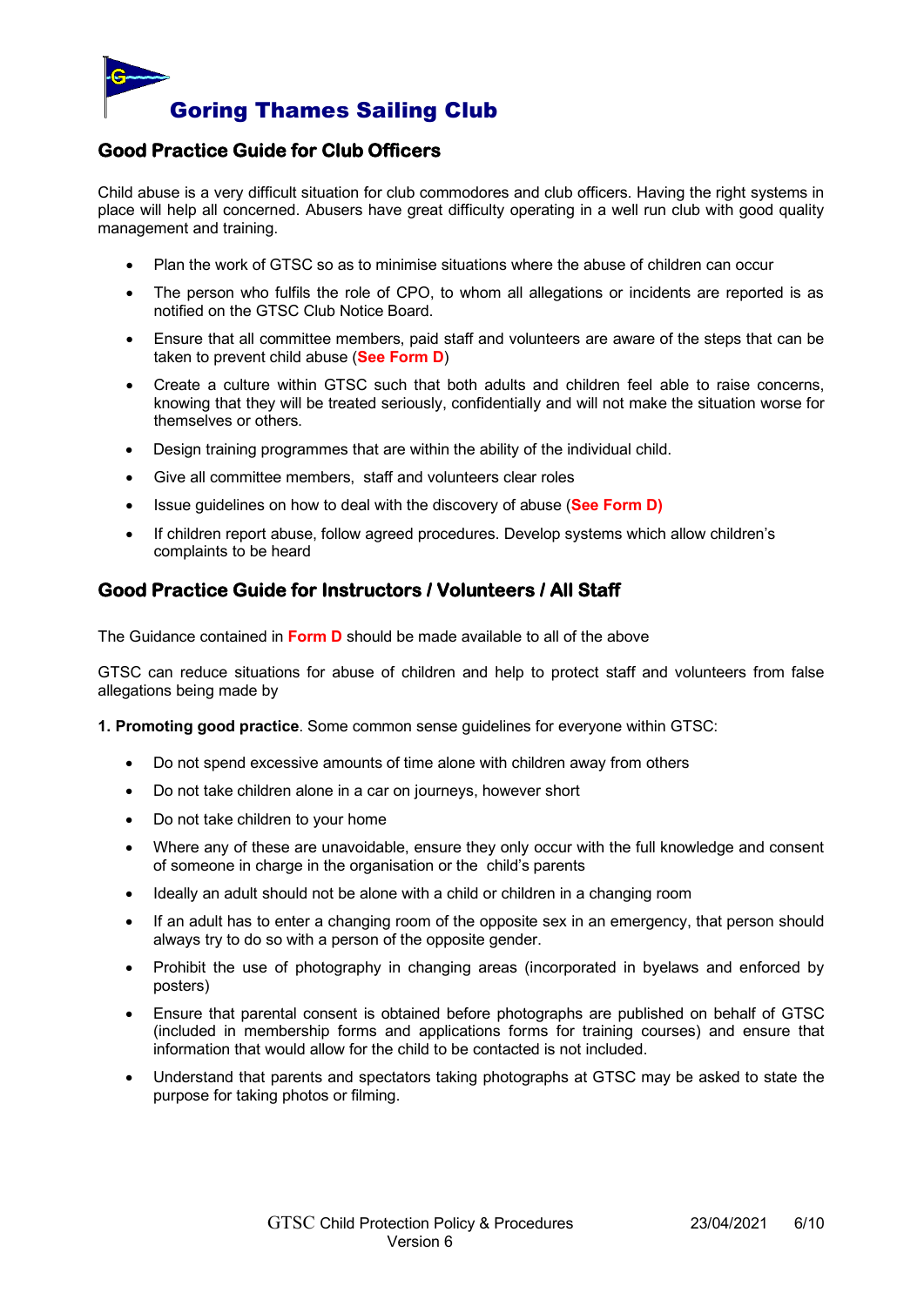# Goring Thames Sailing Club

## Good Practice Guide for Club Officers

Child abuse is a very difficult situation for club commodores and club officers. Having the right systems in place will help all concerned. Abusers have great difficulty operating in a well run club with good quality management and training.

- Plan the work of GTSC so as to minimise situations where the abuse of children can occur
- The person who fulfils the role of CPO, to whom all allegations or incidents are reported is as notified on the GTSC Club Notice Board.
- Ensure that all committee members, paid staff and volunteers are aware of the steps that can be taken to prevent child abuse (**See Form D**)
- Create a culture within GTSC such that both adults and children feel able to raise concerns, knowing that they will be treated seriously, confidentially and will not make the situation worse for themselves or others.
- Design training programmes that are within the ability of the individual child.
- Give all committee members, staff and volunteers clear roles
- Issue guidelines on how to deal with the discovery of abuse (**See Form D)**
- If children report abuse, follow agreed procedures. Develop systems which allow children's complaints to be heard

## Good Practice Guide for Instructors / Volunteers / All Staff

The Guidance contained in **Form D** should be made available to all of the above

GTSC can reduce situations for abuse of children and help to protect staff and volunteers from false allegations being made by

**1. Promoting good practice**. Some common sense guidelines for everyone within GTSC:

- Do not spend excessive amounts of time alone with children away from others
- Do not take children alone in a car on journeys, however short
- Do not take children to your home
- Where any of these are unavoidable, ensure they only occur with the full knowledge and consent of someone in charge in the organisation or the child's parents
- Ideally an adult should not be alone with a child or children in a changing room
- If an adult has to enter a changing room of the opposite sex in an emergency, that person should always try to do so with a person of the opposite gender.
- Prohibit the use of photography in changing areas (incorporated in byelaws and enforced by posters)
- Ensure that parental consent is obtained before photographs are published on behalf of GTSC (included in membership forms and applications forms for training courses) and ensure that information that would allow for the child to be contacted is not included.
- Understand that parents and spectators taking photographs at GTSC may be asked to state the purpose for taking photos or filming.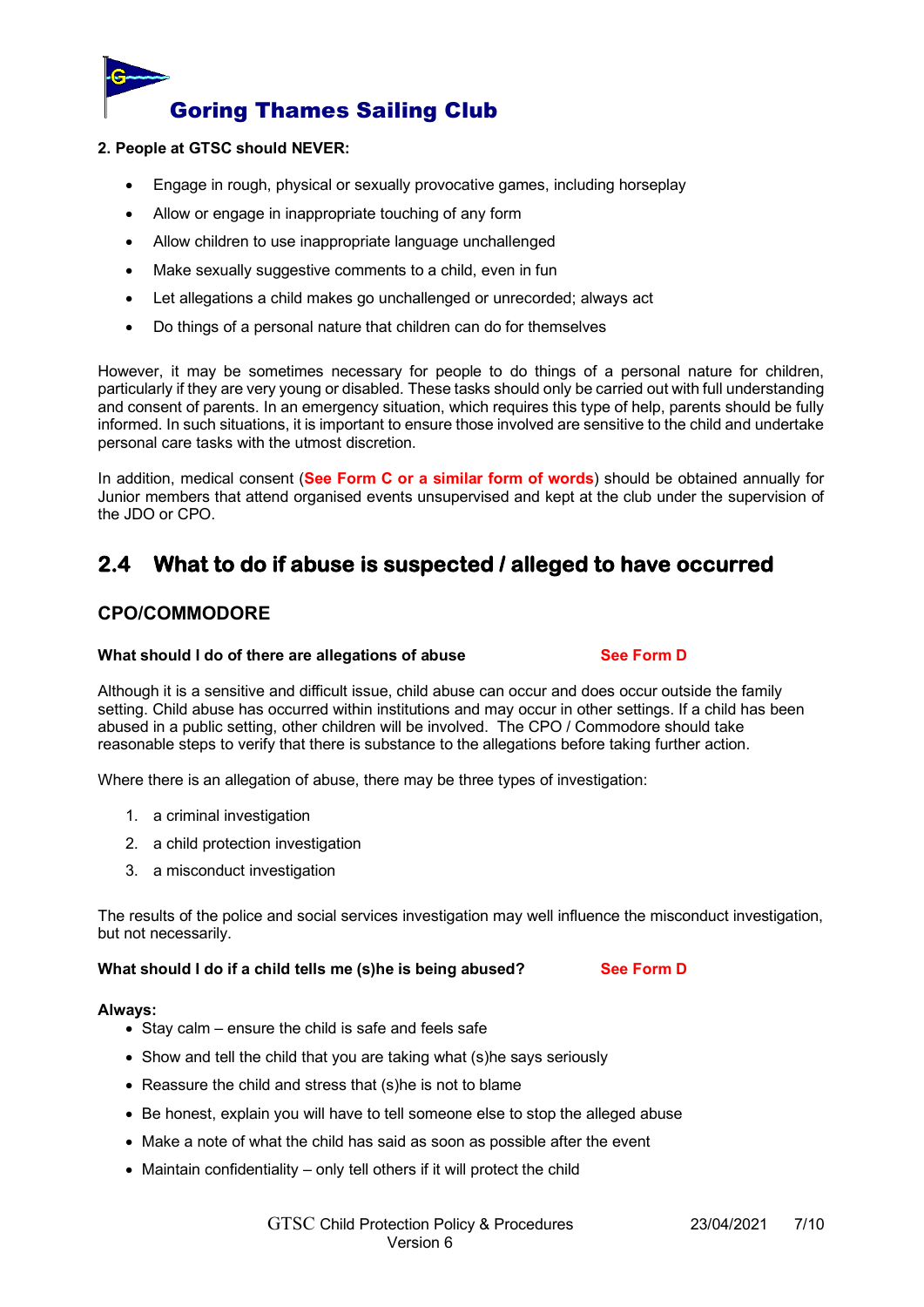**2. People at GTSC should NEVER:**

- Engage in rough, physical or sexually provocative games, including horseplay
- Allow or engage in inappropriate touching of any form
- Allow children to use inappropriate language unchallenged
- Make sexually suggestive comments to a child, even in fun
- Let allegations a child makes go unchallenged or unrecorded; always act
- Do things of a personal nature that children can do for themselves

However, it may be sometimes necessary for people to do things of a personal nature for children, particularly if they are very young or disabled. These tasks should only be carried out with full understanding and consent of parents. In an emergency situation, which requires this type of help, parents should be fully informed. In such situations, it is important to ensure those involved are sensitive to the child and undertake personal care tasks with the utmost discretion.

In addition, medical consent (**See Form C or a similar form of words**) should be obtained annually for Junior members that attend organised events unsupervised and kept at the club under the supervision of the JDO or CPO.

## 2.4 What to do if abuse is suspected / alleged to have occurred

### CPO/COMMODORE

**What should I do of there are allegations of abuse** **See Form D**

Although it is a sensitive and difficult issue, child abuse can occur and does occur outside the family setting. Child abuse has occurred within institutions and may occur in other settings. If a child has been abused in a public setting, other children will be involved. The CPO / Commodore should take reasonable steps to verify that there is substance to the allegations before taking further action.

Where there is an allegation of abuse, there may be three types of investigation:

1. a criminal investigation
2. a child protection investigation
3. a misconduct investigation

The results of the police and social services investigation may well influence the misconduct investigation, but not necessarily.

**What should I do if a child tells me (s)he is being abused?** **See Form D**

**Always:**

- Stay calm – ensure the child is safe and feels safe
- Show and tell the child that you are taking what (s)he says seriously
- Reassure the child and stress that (s)he is not to blame
- Be honest, explain you will have to tell someone else to stop the alleged abuse
- Make a note of what the child has said as soon as possible after the event
- Maintain confidentiality – only tell others if it will protect the child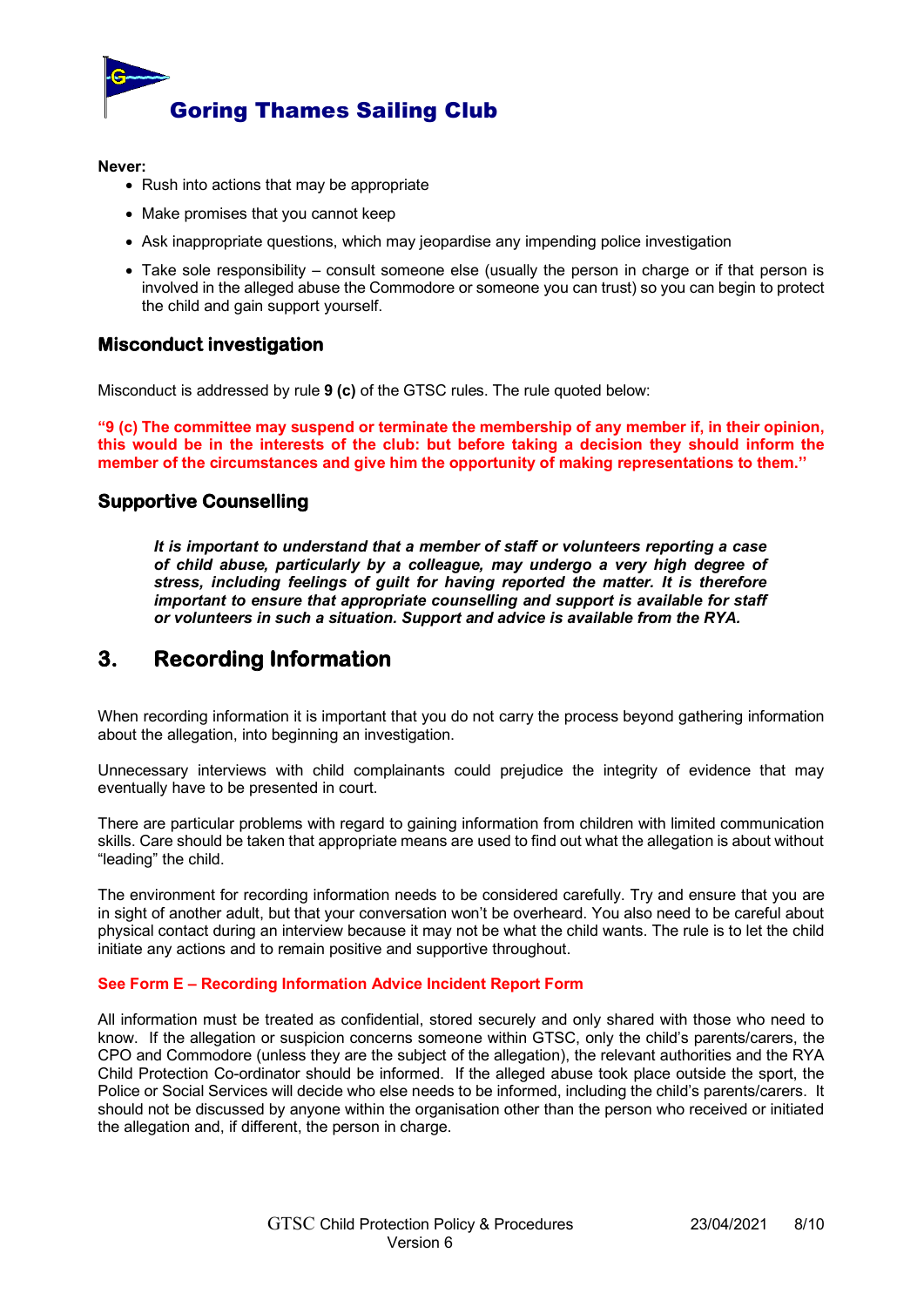**Never:**

- Rush into actions that may be appropriate
- Make promises that you cannot keep
- Ask inappropriate questions, which may jeopardise any impending police investigation
- Take sole responsibility – consult someone else (usually the person in charge or if that person is involved in the alleged abuse the Commodore or someone you can trust) so you can begin to protect the child and gain support yourself.

## Misconduct investigation

Misconduct is addressed by rule **9 (c)** of the GTSC rules. The rule quoted below:

**"9 (c) The committee may suspend or terminate the membership of any member if, in their opinion, this would be in the interests of the club: but before taking a decision they should inform the member of the circumstances and give him the opportunity of making representations to them."**

## Supportive Counselling

> ***It is important to understand that a member of staff or volunteers reporting a case of child abuse, particularly by a colleague, may undergo a very high degree of stress, including feelings of guilt for having reported the matter. It is therefore important to ensure that appropriate counselling and support is available for staff or volunteers in such a situation. Support and advice is available from the RYA.***

# 3. Recording Information

When recording information it is important that you do not carry the process beyond gathering information about the allegation, into beginning an investigation.

Unnecessary interviews with child complainants could prejudice the integrity of evidence that may eventually have to be presented in court.

There are particular problems with regard to gaining information from children with limited communication skills. Care should be taken that appropriate means are used to find out what the allegation is about without "leading" the child.

The environment for recording information needs to be considered carefully. Try and ensure that you are in sight of another adult, but that your conversation won't be overheard. You also need to be careful about physical contact during an interview because it may not be what the child wants. The rule is to let the child initiate any actions and to remain positive and supportive throughout.

**See Form E – Recording Information Advice Incident Report Form**

All information must be treated as confidential, stored securely and only shared with those who need to know. If the allegation or suspicion concerns someone within GTSC, only the child's parents/carers, the CPO and Commodore (unless they are the subject of the allegation), the relevant authorities and the RYA Child Protection Co-ordinator should be informed. If the alleged abuse took place outside the sport, the Police or Social Services will decide who else needs to be informed, including the child's parents/carers. It should not be discussed by anyone within the organisation other than the person who received or initiated the allegation and, if different, the person in charge.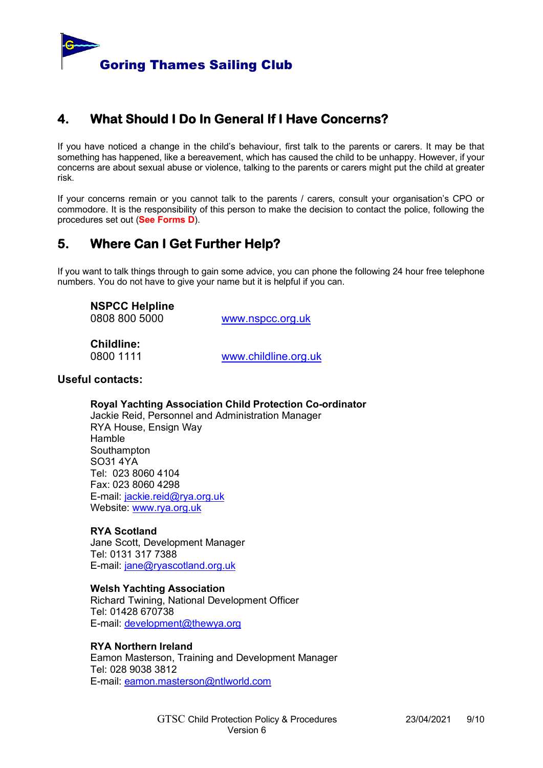## 4. What Should I Do In General If I Have Concerns?

If you have noticed a change in the child's behaviour, first talk to the parents or carers. It may be that something has happened, like a bereavement, which has caused the child to be unhappy. However, if your concerns are about sexual abuse or violence, talking to the parents or carers might put the child at greater risk.

If your concerns remain or you cannot talk to the parents / carers, consult your organisation's CPO or commodore. It is the responsibility of this person to make the decision to contact the police, following the procedures set out (**See Forms D**).

## 5. Where Can I Get Further Help?

If you want to talk things through to gain some advice, you can phone the following 24 hour free telephone numbers. You do not have to give your name but it is helpful if you can.

**NSPCC Helpline**
0808 800 5000 www.nspcc.org.uk

**Childline:**
0800 1111 www.childline.org.uk

### Useful contacts:

**Royal Yachting Association Child Protection Co-ordinator**
Jackie Reid, Personnel and Administration Manager
RYA House, Ensign Way
Hamble
Southampton
SO31 4YA
Tel: 023 8060 4104
Fax: 023 8060 4298
E-mail: jackie.reid@rya.org.uk
Website: www.rya.org.uk

**RYA Scotland**
Jane Scott, Development Manager
Tel: 0131 317 7388
E-mail: jane@ryascotland.org.uk

**Welsh Yachting Association**
Richard Twining, National Development Officer
Tel: 01428 670738
E-mail: development@thewya.org

**RYA Northern Ireland**
Eamon Masterson, Training and Development Manager
Tel: 028 9038 3812
E-mail: eamon.masterson@ntlworld.com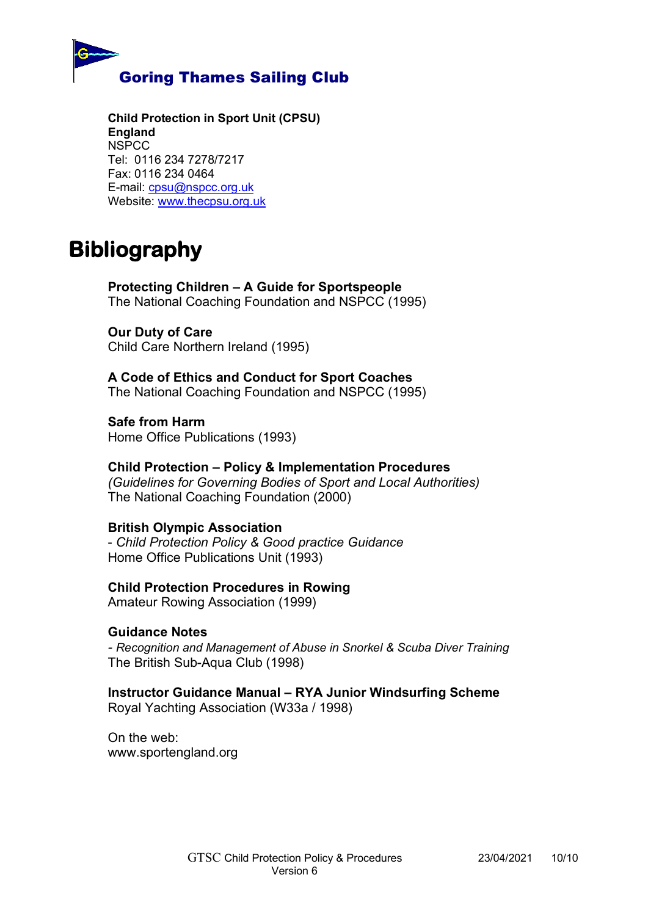**Child Protection in Sport Unit (CPSU)**
**England**
NSPCC
Tel: 0116 234 7278/7217
Fax: 0116 234 0464
E-mail: cpsu@nspcc.org.uk
Website: www.thecpsu.org.uk

# Bibliography

**Protecting Children – A Guide for Sportspeople**
The National Coaching Foundation and NSPCC (1995)

**Our Duty of Care**
Child Care Northern Ireland (1995)

**A Code of Ethics and Conduct for Sport Coaches**
The National Coaching Foundation and NSPCC (1995)

**Safe from Harm**
Home Office Publications (1993)

**Child Protection – Policy & Implementation Procedures**
*(Guidelines for Governing Bodies of Sport and Local Authorities)*
The National Coaching Foundation (2000)

**British Olympic Association**
- *Child Protection Policy & Good practice Guidance*
Home Office Publications Unit (1993)

**Child Protection Procedures in Rowing**
Amateur Rowing Association (1999)

**Guidance Notes**
- *Recognition and Management of Abuse in Snorkel & Scuba Diver Training*
The British Sub-Aqua Club (1998)

**Instructor Guidance Manual – RYA Junior Windsurfing Scheme**
Royal Yachting Association (W33a / 1998)

On the web:
www.sportengland.org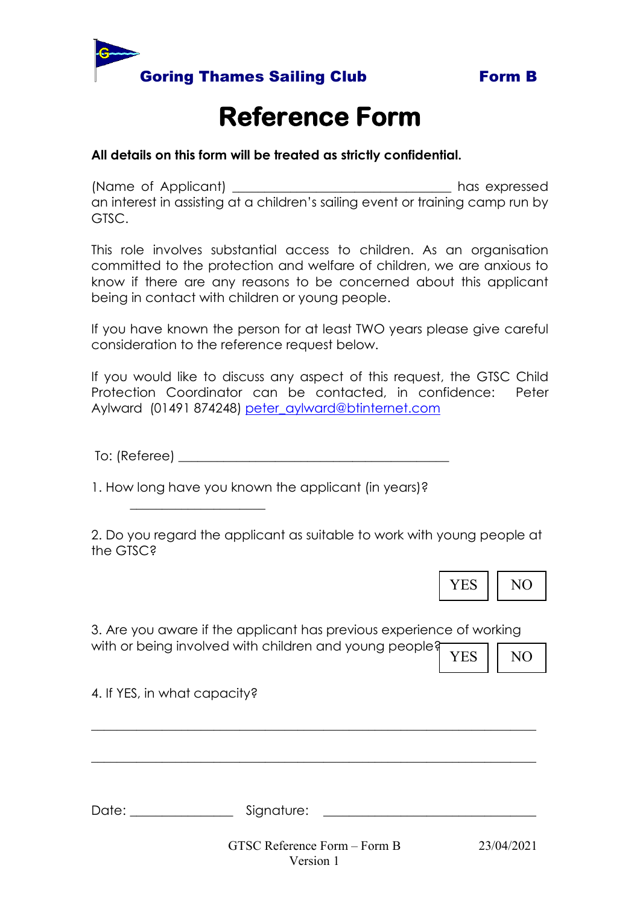**Goring Thames Sailing Club** **Form B**

# Reference Form

**All details on this form will be treated as strictly confidential.**

(Name of Applicant) ________________________________ has expressed an interest in assisting at a children's sailing event or training camp run by GTSC.

This role involves substantial access to children. As an organisation committed to the protection and welfare of children, we are anxious to know if there are any reasons to be concerned about this applicant being in contact with children or young people.

If you have known the person for at least TWO years please give careful consideration to the reference request below.

If you would like to discuss any aspect of this request, the GTSC Child Protection Coordinator can be contacted, in confidence: Peter Aylward (01491 874248) [peter_aylward@btinternet.com](mailto:peter_aylward@btinternet.com)

To: (Referee) ________________________________________

1. How long have you known the applicant (in years)?

____________________

2. Do you regard the applicant as suitable to work with young people at the GTSC?

YES | NO

3. Are you aware if the applicant has previous experience of working with or being involved with children and young people?

YES | NO

4. If YES, in what capacity?

_________________________________________________________________

_________________________________________________________________

Date: _______________ Signature: ________________________________

GTSC Reference Form – Form B
Version 1
23/04/2021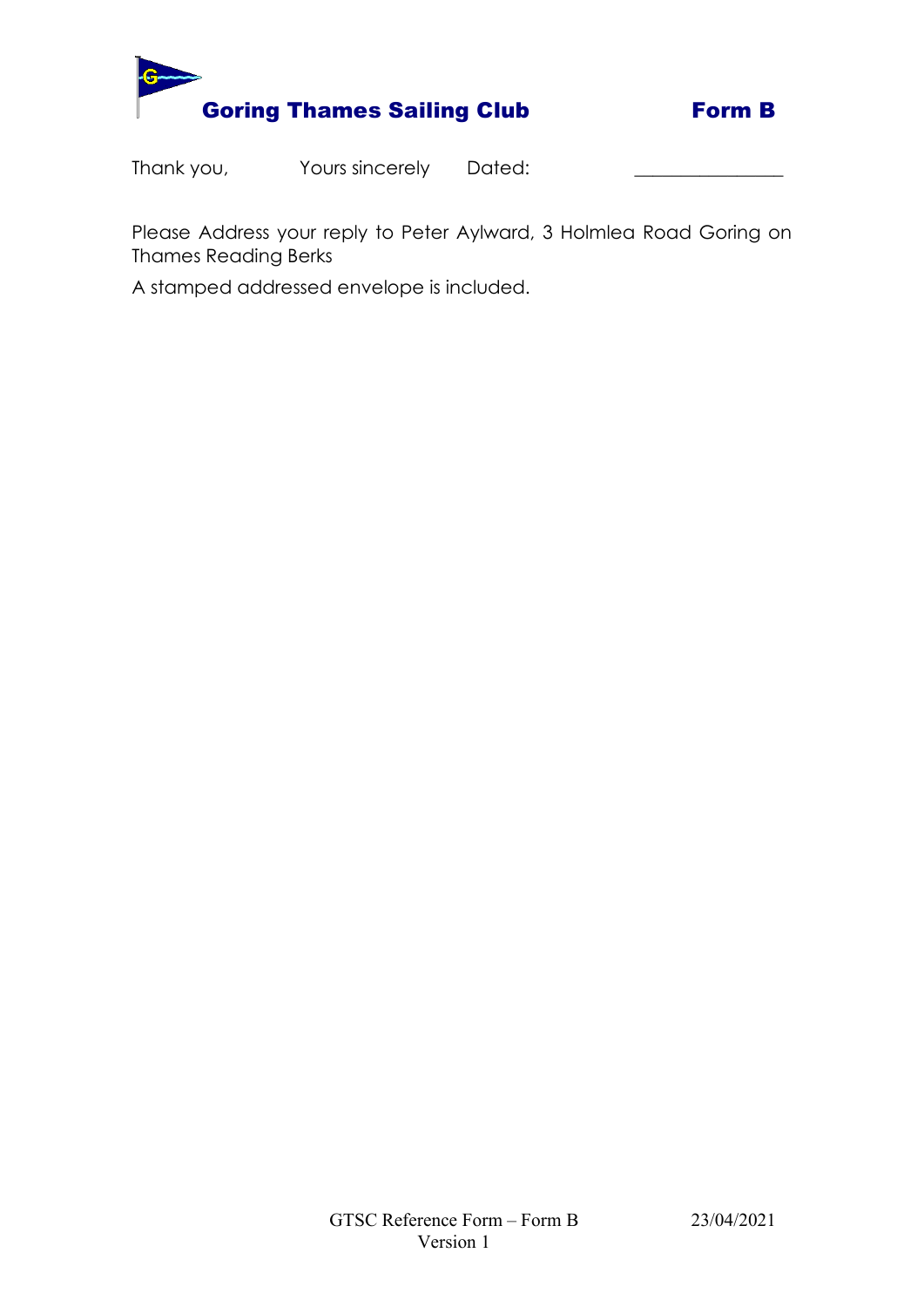**Goring Thames Sailing Club** **Form B**

Thank you, Yours sincerely Dated: _______________

Please Address your reply to Peter Aylward, 3 Holmlea Road Goring on Thames Reading Berks

A stamped addressed envelope is included.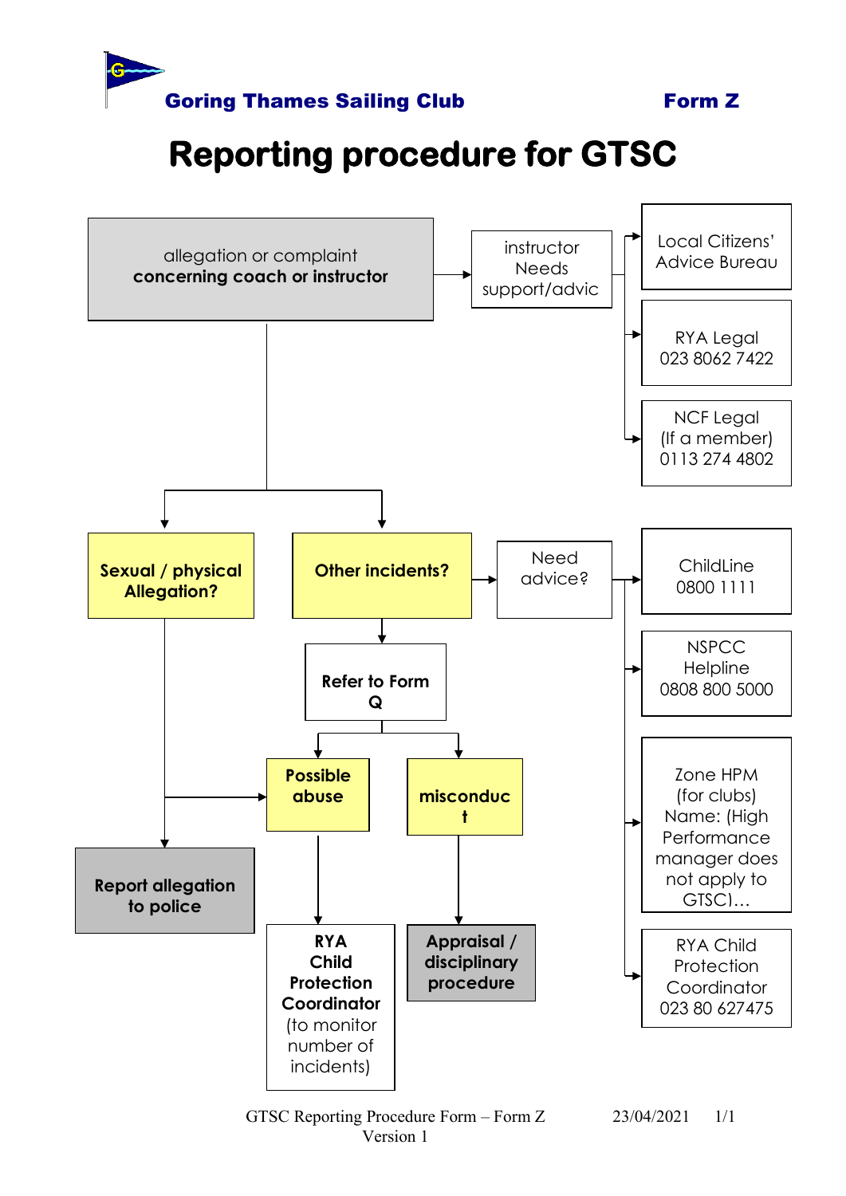**Goring Thames Sailing Club** **Form Z**

# Reporting procedure for GTSC

allegation or complaint **concerning coach or instructor**

→ instructor Needs support/advic
- → Local Citizens' Advice Bureau
- → RYA Legal 023 8062 7422
- → NCF Legal (If a member) 0113 274 4802

→ **Sexual / physical Allegation?**
- → **Possible abuse**
- → **Report allegation to police**

→ **Other incidents?**
- → Need advice?
  - → ChildLine 0800 1111
  - → NSPCC Helpline 0808 800 5000
  - → Zone HPM (for clubs) Name: (High Performance manager does not apply to GTSC)…
  - → RYA Child Protection Coordinator 023 80 627475
- → **Refer to Form Q**
  - → **Possible abuse** → **RYA Child Protection Coordinator** (to monitor number of incidents)
  - → **misconduc t** → **Appraisal / disciplinary procedure**

GTSC Reporting Procedure Form – Form Z Version 1 23/04/2021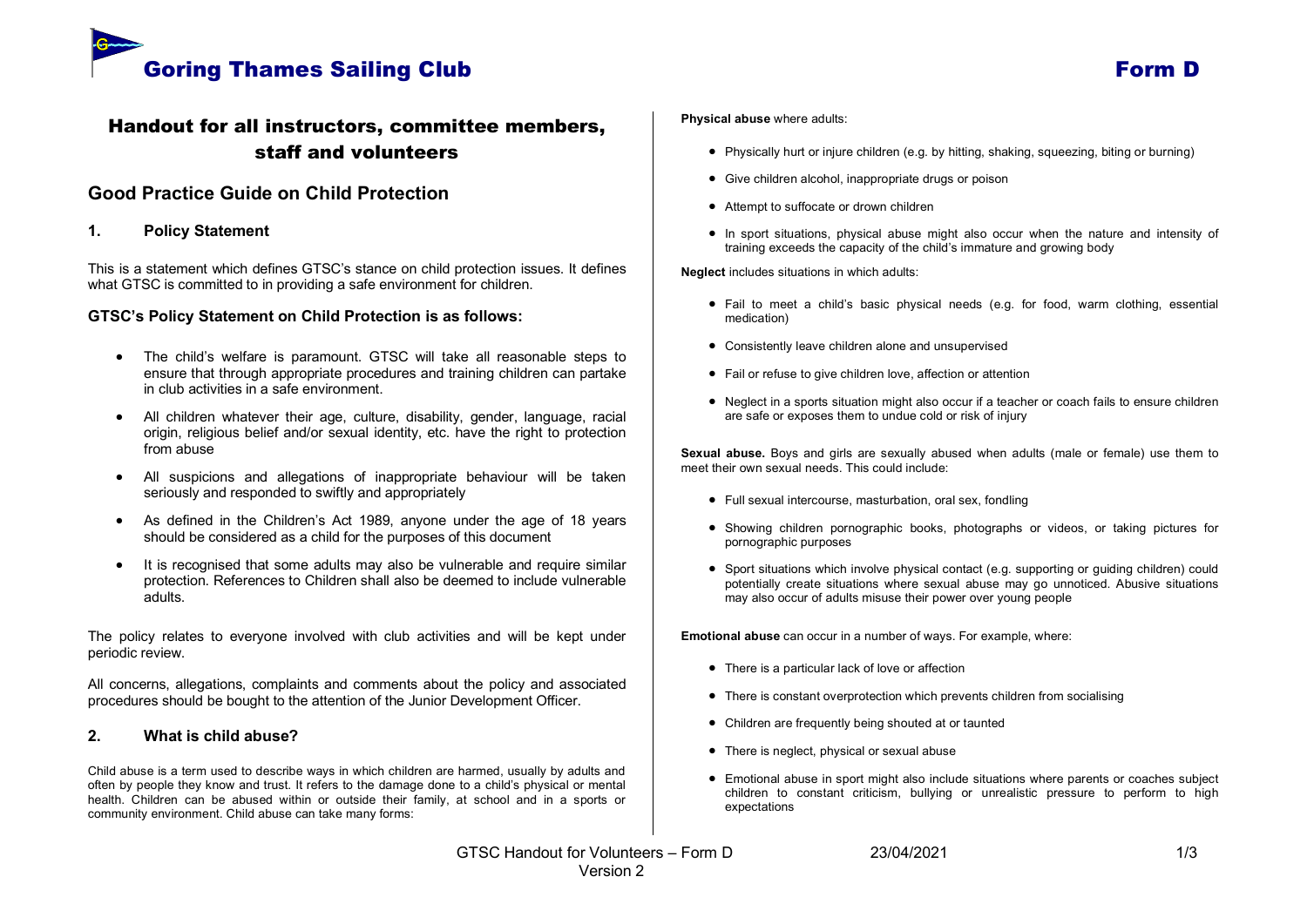# Goring Thames Sailing Club

**Form D**

## Handout for all instructors, committee members, staff and volunteers

## Good Practice Guide on Child Protection

### 1. Policy Statement

This is a statement which defines GTSC's stance on child protection issues. It defines what GTSC is committed to in providing a safe environment for children.

**GTSC's Policy Statement on Child Protection is as follows:**

- The child's welfare is paramount. GTSC will take all reasonable steps to ensure that through appropriate procedures and training children can partake in club activities in a safe environment.
- All children whatever their age, culture, disability, gender, language, racial origin, religious belief and/or sexual identity, etc. have the right to protection from abuse
- All suspicions and allegations of inappropriate behaviour will be taken seriously and responded to swiftly and appropriately
- As defined in the Children's Act 1989, anyone under the age of 18 years should be considered as a child for the purposes of this document
- It is recognised that some adults may also be vulnerable and require similar protection. References to Children shall also be deemed to include vulnerable adults.

The policy relates to everyone involved with club activities and will be kept under periodic review.

All concerns, allegations, complaints and comments about the policy and associated procedures should be bought to the attention of the Junior Development Officer.

### 2. What is child abuse?

Child abuse is a term used to describe ways in which children are harmed, usually by adults and often by people they know and trust. It refers to the damage done to a child's physical or mental health. Children can be abused within or outside their family, at school and in a sports or community environment. Child abuse can take many forms:

**Physical abuse** where adults:

- Physically hurt or injure children (e.g. by hitting, shaking, squeezing, biting or burning)
- Give children alcohol, inappropriate drugs or poison
- Attempt to suffocate or drown children
- In sport situations, physical abuse might also occur when the nature and intensity of training exceeds the capacity of the child's immature and growing body

**Neglect** includes situations in which adults:

- Fail to meet a child's basic physical needs (e.g. for food, warm clothing, essential medication)
- Consistently leave children alone and unsupervised
- Fail or refuse to give children love, affection or attention
- Neglect in a sports situation might also occur if a teacher or coach fails to ensure children are safe or exposes them to undue cold or risk of injury

**Sexual abuse.** Boys and girls are sexually abused when adults (male or female) use them to meet their own sexual needs. This could include:

- Full sexual intercourse, masturbation, oral sex, fondling
- Showing children pornographic books, photographs or videos, or taking pictures for pornographic purposes
- Sport situations which involve physical contact (e.g. supporting or guiding children) could potentially create situations where sexual abuse may go unnoticed. Abusive situations may also occur of adults misuse their power over young people

**Emotional abuse** can occur in a number of ways. For example, where:

- There is a particular lack of love or affection
- There is constant overprotection which prevents children from socialising
- Children are frequently being shouted at or taunted
- There is neglect, physical or sexual abuse
- Emotional abuse in sport might also include situations where parents or coaches subject children to constant criticism, bullying or unrealistic pressure to perform to high expectations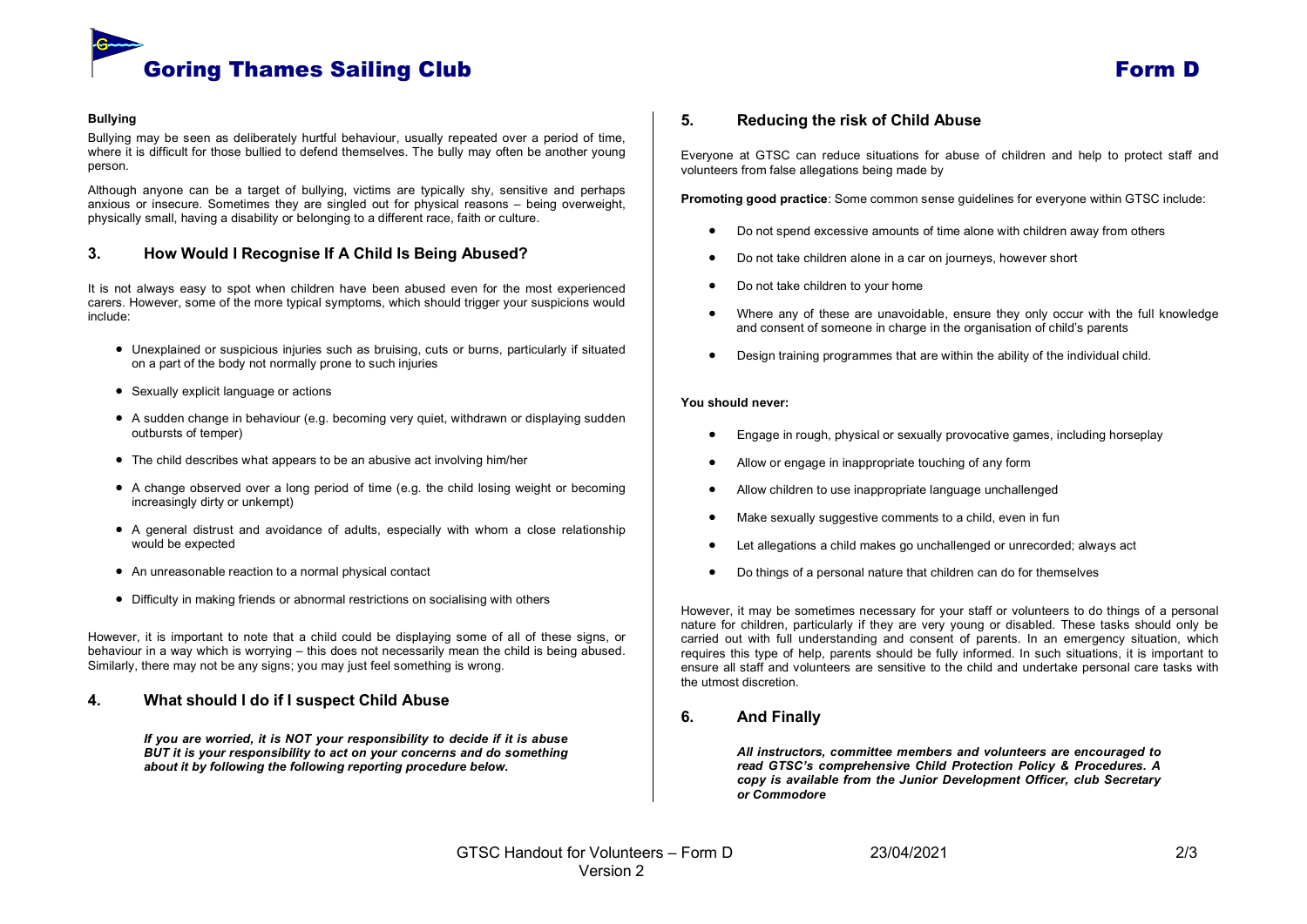**Bullying**

Bullying may be seen as deliberately hurtful behaviour, usually repeated over a period of time, where it is difficult for those bullied to defend themselves. The bully may often be another young person.

Although anyone can be a target of bullying, victims are typically shy, sensitive and perhaps anxious or insecure. Sometimes they are singled out for physical reasons – being overweight, physically small, having a disability or belonging to a different race, faith or culture.

## 3. How Would I Recognise If A Child Is Being Abused?

It is not always easy to spot when children have been abused even for the most experienced carers. However, some of the more typical symptoms, which should trigger your suspicions would include:

- Unexplained or suspicious injuries such as bruising, cuts or burns, particularly if situated on a part of the body not normally prone to such injuries
- Sexually explicit language or actions
- A sudden change in behaviour (e.g. becoming very quiet, withdrawn or displaying sudden outbursts of temper)
- The child describes what appears to be an abusive act involving him/her
- A change observed over a long period of time (e.g. the child losing weight or becoming increasingly dirty or unkempt)
- A general distrust and avoidance of adults, especially with whom a close relationship would be expected
- An unreasonable reaction to a normal physical contact
- Difficulty in making friends or abnormal restrictions on socialising with others

However, it is important to note that a child could be displaying some of all of these signs, or behaviour in a way which is worrying – this does not necessarily mean the child is being abused. Similarly, there may not be any signs; you may just feel something is wrong.

## 4. What should I do if I suspect Child Abuse

***If you are worried, it is NOT your responsibility to decide if it is abuse BUT it is your responsibility to act on your concerns and do something about it by following the following reporting procedure below.***

## 5. Reducing the risk of Child Abuse

Everyone at GTSC can reduce situations for abuse of children and help to protect staff and volunteers from false allegations being made by

**Promoting good practice**: Some common sense guidelines for everyone within GTSC include:

- Do not spend excessive amounts of time alone with children away from others
- Do not take children alone in a car on journeys, however short
- Do not take children to your home
- Where any of these are unavoidable, ensure they only occur with the full knowledge and consent of someone in charge in the organisation of child's parents
- Design training programmes that are within the ability of the individual child.

**You should never:**

- Engage in rough, physical or sexually provocative games, including horseplay
- Allow or engage in inappropriate touching of any form
- Allow children to use inappropriate language unchallenged
- Make sexually suggestive comments to a child, even in fun
- Let allegations a child makes go unchallenged or unrecorded; always act
- Do things of a personal nature that children can do for themselves

However, it may be sometimes necessary for your staff or volunteers to do things of a personal nature for children, particularly if they are very young or disabled. These tasks should only be carried out with full understanding and consent of parents. In an emergency situation, which requires this type of help, parents should be fully informed. In such situations, it is important to ensure all staff and volunteers are sensitive to the child and undertake personal care tasks with the utmost discretion.

## 6. And Finally

***All instructors, committee members and volunteers are encouraged to read GTSC's comprehensive Child Protection Policy & Procedures. A copy is available from the Junior Development Officer, club Secretary or Commodore***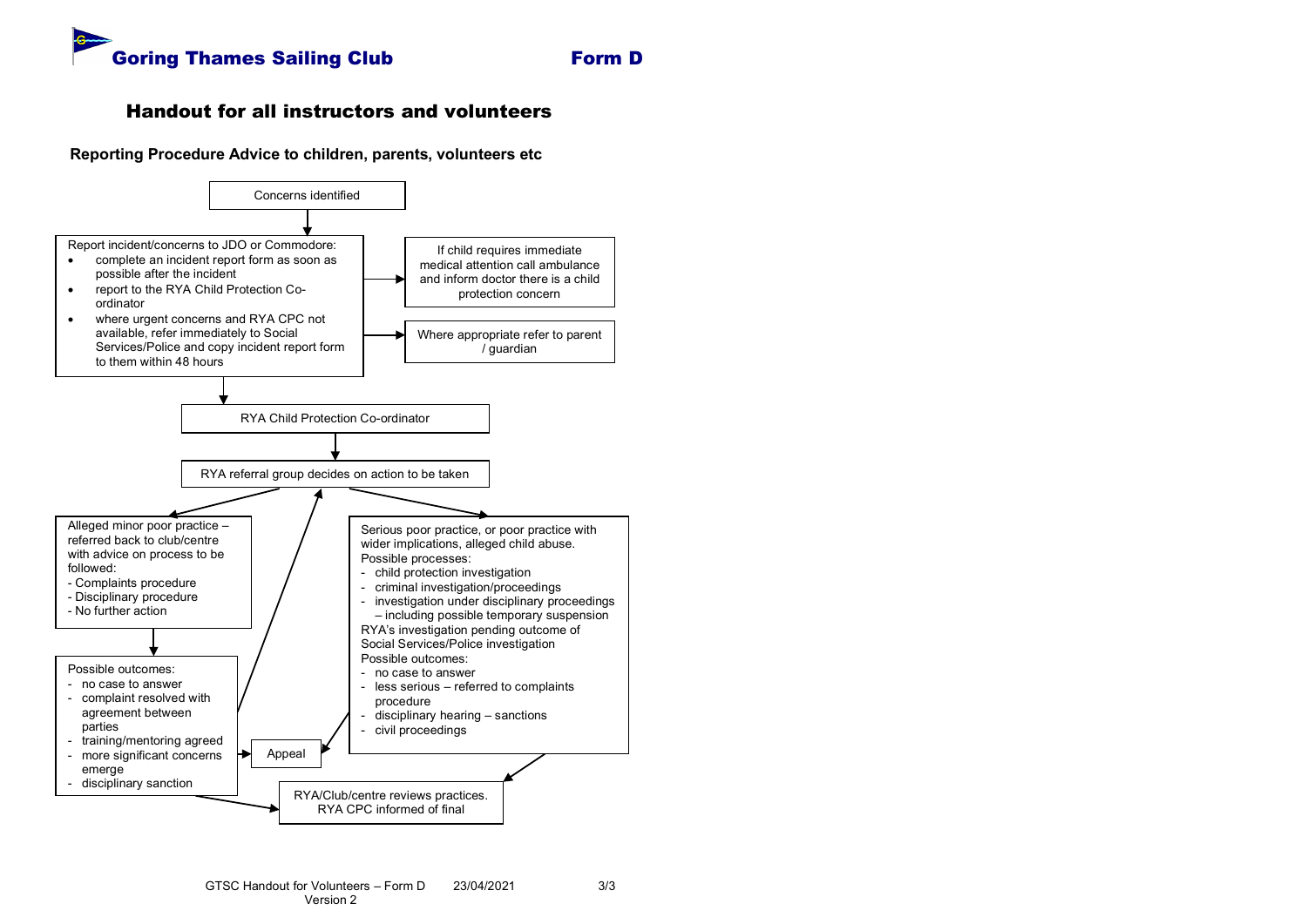**Goring Thames Sailing Club** **Form D**

## Handout for all instructors and volunteers

### Reporting Procedure Advice to children, parents, volunteers etc

Concerns identified

Report incident/concerns to JDO or Commodore:

- complete an incident report form as soon as possible after the incident
- report to the RYA Child Protection Co-ordinator
- where urgent concerns and RYA CPC not available, refer immediately to Social Services/Police and copy incident report form to them within 48 hours

If child requires immediate medical attention call ambulance and inform doctor there is a child protection concern

Where appropriate refer to parent / guardian

RYA Child Protection Co-ordinator

RYA referral group decides on action to be taken

Alleged minor poor practice – referred back to club/centre with advice on process to be followed:
- Complaints procedure
- Disciplinary procedure
- No further action

Possible outcomes:
- no case to answer
- complaint resolved with agreement between parties
- training/mentoring agreed
- more significant concerns emerge
- disciplinary sanction

Appeal

Serious poor practice, or poor practice with wider implications, alleged child abuse.
Possible processes:
- child protection investigation
- criminal investigation/proceedings
- investigation under disciplinary proceedings – including possible temporary suspension

RYA's investigation pending outcome of Social Services/Police investigation
Possible outcomes:
- no case to answer
- less serious – referred to complaints procedure
- disciplinary hearing – sanctions
- civil proceedings

RYA/Club/centre reviews practices. RYA CPC informed of final

GTSC Handout for Volunteers – Form D Version 2 23/04/2021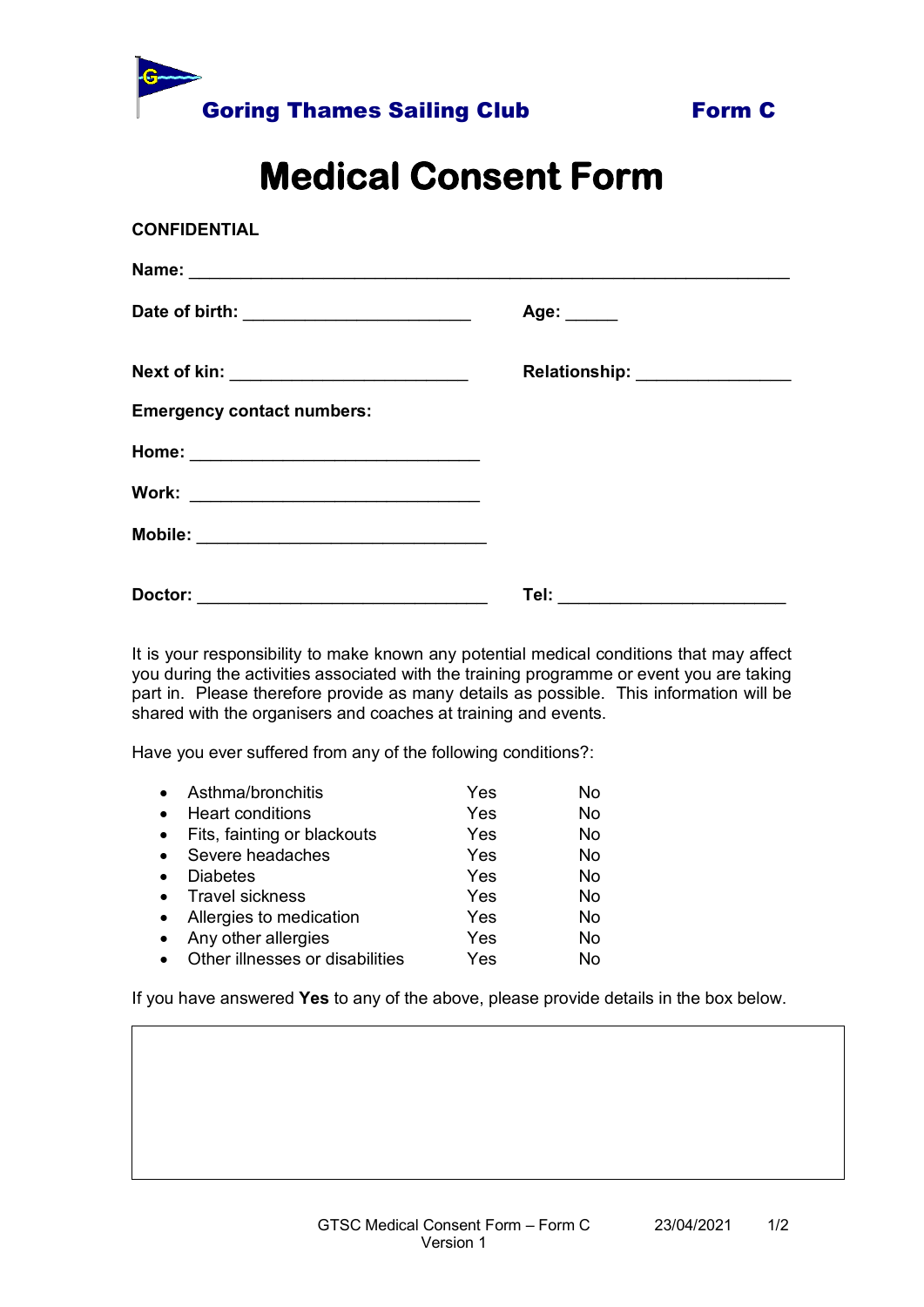**Goring Thames Sailing Club** **Form C**

# Medical Consent Form

**CONFIDENTIAL**

**Name:** ____________________________________________________________

**Date of birth:** _______________________ **Age:** _____

**Next of kin:** ________________________ **Relationship:** _______________

**Emergency contact numbers:**

**Home:** _____________________________

**Work:** _____________________________

**Mobile:** _____________________________

**Doctor:** _____________________________ **Tel:** ______________________

It is your responsibility to make known any potential medical conditions that may affect you during the activities associated with the training programme or event you are taking part in. Please therefore provide as many details as possible. This information will be shared with the organisers and coaches at training and events.

Have you ever suffered from any of the following conditions?:

| Condition | | |
|---|---|---|
| • Asthma/bronchitis | Yes | No |
| • Heart conditions | Yes | No |
| • Fits, fainting or blackouts | Yes | No |
| • Severe headaches | Yes | No |
| • Diabetes | Yes | No |
| • Travel sickness | Yes | No |
| • Allergies to medication | Yes | No |
| • Any other allergies | Yes | No |
| • Other illnesses or disabilities | Yes | No |

If you have answered **Yes** to any of the above, please provide details in the box below.

| |
|---|
| |

GTSC Medical Consent Form – Form C Version 1 23/04/2021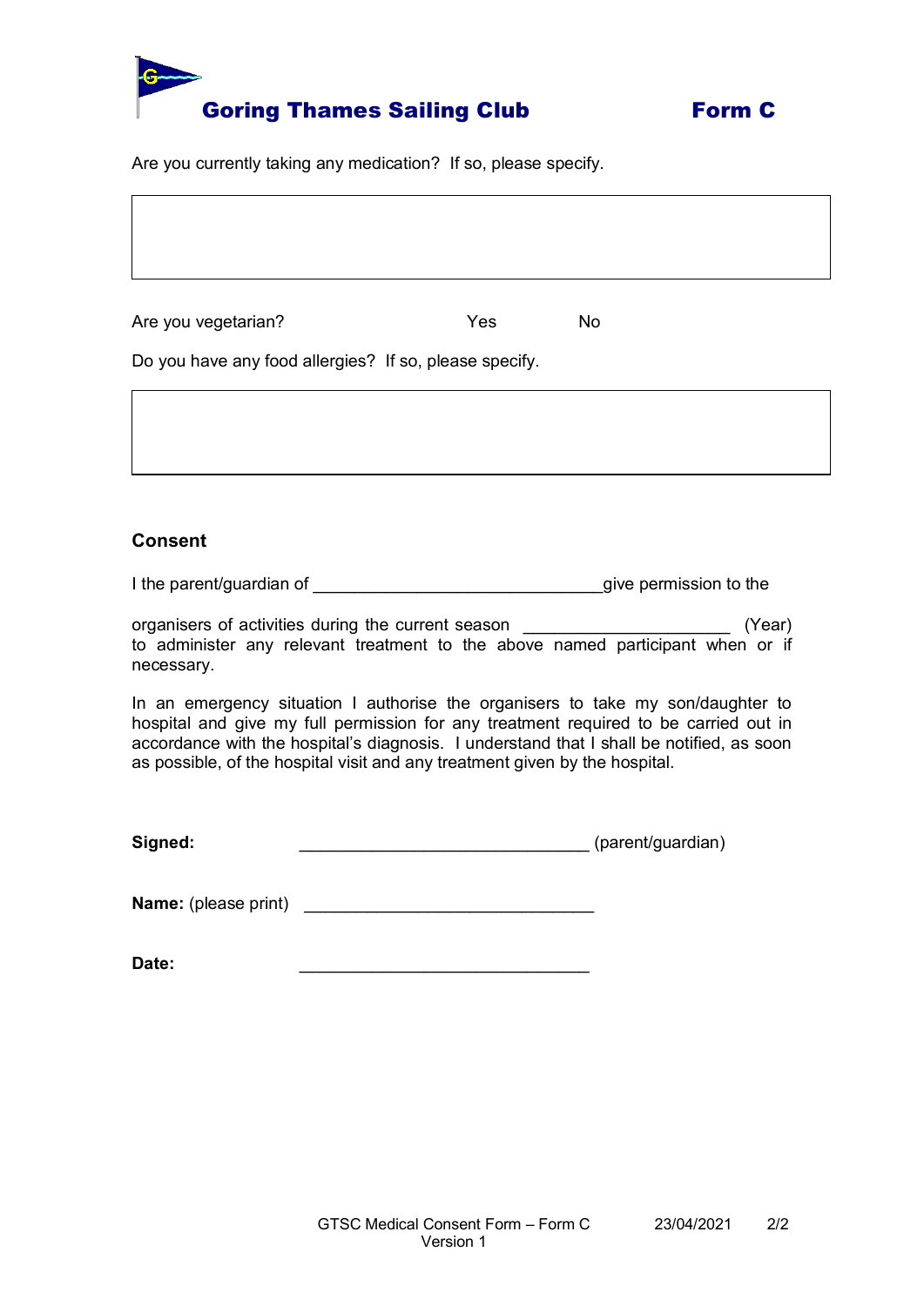# Goring Thames Sailing Club Form C

Are you currently taking any medication? If so, please specify.

Are you vegetarian? Yes No

Do you have any food allergies? If so, please specify.

## Consent

I the parent/guardian of ______________________________give permission to the

organisers of activities during the current season ____________________ (Year) to administer any relevant treatment to the above named participant when or if necessary.

In an emergency situation I authorise the organisers to take my son/daughter to hospital and give my full permission for any treatment required to be carried out in accordance with the hospital's diagnosis. I understand that I shall be notified, as soon as possible, of the hospital visit and any treatment given by the hospital.

**Signed:** ______________________________ (parent/guardian)

**Name:** (please print) ______________________________

**Date:** ______________________________

GTSC Medical Consent Form – Form C Version 1 23/04/2021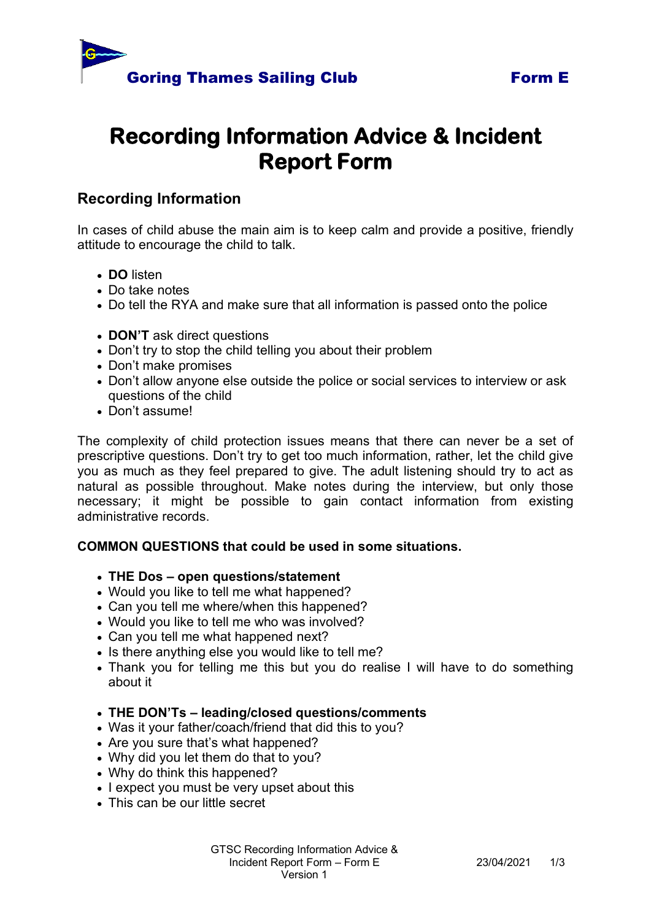Goring Thames Sailing Club **Form E**

# Recording Information Advice & Incident Report Form

## Recording Information

In cases of child abuse the main aim is to keep calm and provide a positive, friendly attitude to encourage the child to talk.

- **DO** listen
- Do take notes
- Do tell the RYA and make sure that all information is passed onto the police

- **DON'T** ask direct questions
- Don't try to stop the child telling you about their problem
- Don't make promises
- Don't allow anyone else outside the police or social services to interview or ask questions of the child
- Don't assume!

The complexity of child protection issues means that there can never be a set of prescriptive questions. Don't try to get too much information, rather, let the child give you as much as they feel prepared to give. The adult listening should try to act as natural as possible throughout. Make notes during the interview, but only those necessary; it might be possible to gain contact information from existing administrative records.

**COMMON QUESTIONS that could be used in some situations.**

- **THE Dos – open questions/statement**
- Would you like to tell me what happened?
- Can you tell me where/when this happened?
- Would you like to tell me who was involved?
- Can you tell me what happened next?
- Is there anything else you would like to tell me?
- Thank you for telling me this but you do realise I will have to do something about it

- **THE DON'Ts – leading/closed questions/comments**
- Was it your father/coach/friend that did this to you?
- Are you sure that's what happened?
- Why did you let them do that to you?
- Why do think this happened?
- I expect you must be very upset about this
- This can be our little secret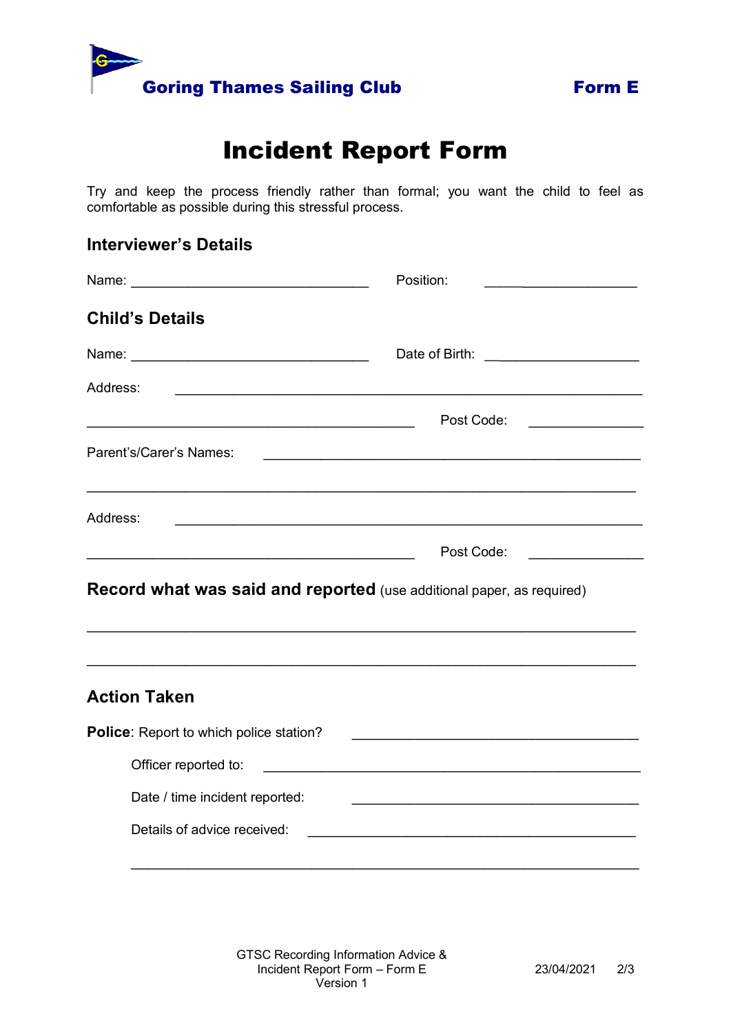**Goring Thames Sailing Club** **Form E**

# Incident Report Form

Try and keep the process friendly rather than formal; you want the child to feel as comfortable as possible during this stressful process.

## Interviewer's Details

Name: ________________________________ Position: ____________________

## Child's Details

Name: ________________________________ Date of Birth: ____________________

Address: ______________________________________________________________

____________________________________________ Post Code: _______________

Parent's/Carer's Names: __________________________________________________

______________________________________________________________________

Address: ______________________________________________________________

____________________________________________ Post Code: _______________

## Record what was said and reported (use additional paper, as required)

______________________________________________________________________

______________________________________________________________________

## Action Taken

**Police**: Report to which police station? ______________________________________

Officer reported to: __________________________________________________

Date / time incident reported: ______________________________________

Details of advice received: ___________________________________________

______________________________________________________________________

GTSC Recording Information Advice &
Incident Report Form – Form E
Version 1

23/04/2021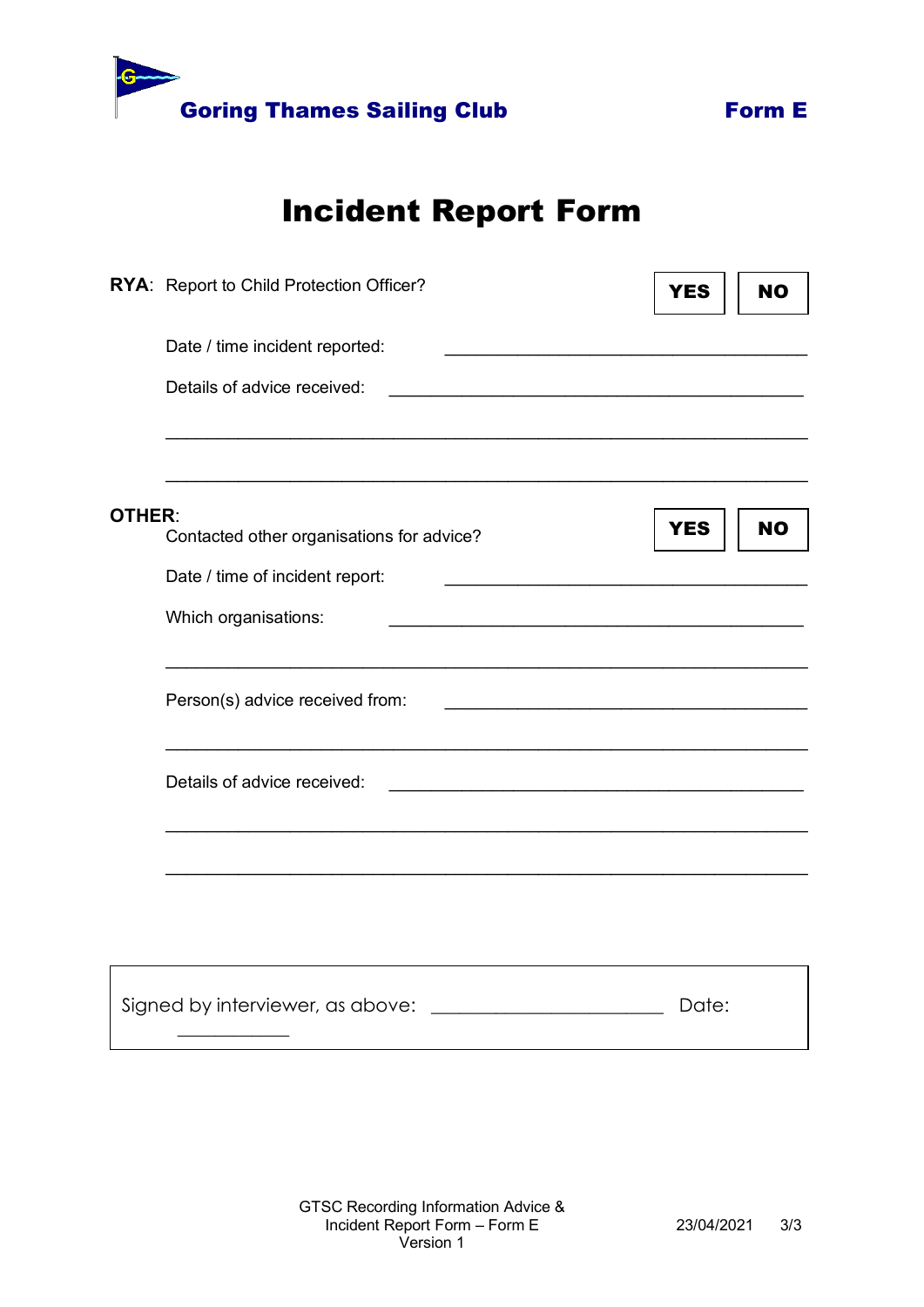**Goring Thames Sailing Club** **Form E**

# Incident Report Form

**RYA**: Report to Child Protection Officer? **YES** **NO**

Date / time incident reported: ________________________________________

Details of advice received: ____________________________________________

________________________________________________________________________

________________________________________________________________________

**OTHER**:

Contacted other organisations for advice? **YES** **NO**

Date / time of incident report: ________________________________________

Which organisations: ___________________________________________________

________________________________________________________________________

Person(s) advice received from: ________________________________________

________________________________________________________________________

Details of advice received: ____________________________________________

________________________________________________________________________

________________________________________________________________________

Signed by interviewer, as above: _________________________ Date: ____________

GTSC Recording Information Advice & Incident Report Form – Form E Version 1 23/04/2021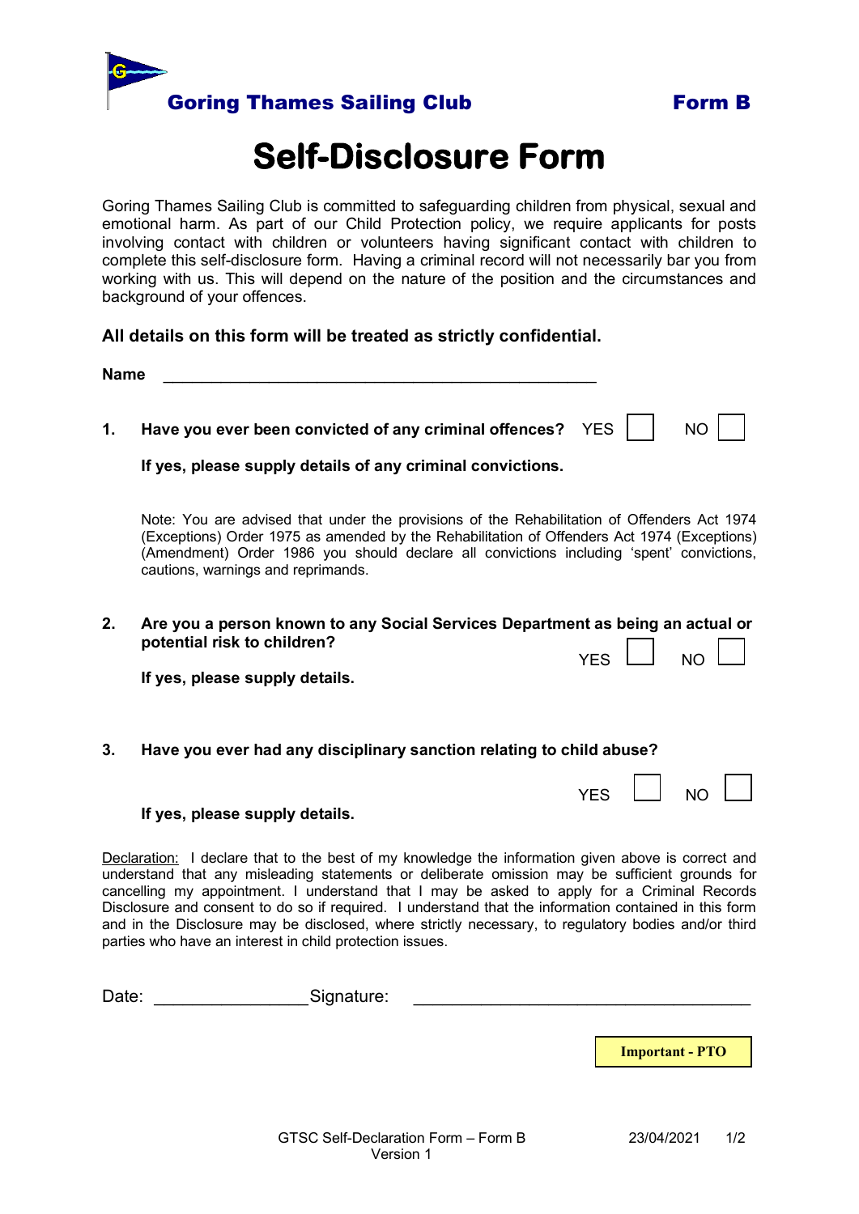**Goring Thames Sailing Club** **Form B**

# Self-Disclosure Form

Goring Thames Sailing Club is committed to safeguarding children from physical, sexual and emotional harm. As part of our Child Protection policy, we require applicants for posts involving contact with children or volunteers having significant contact with children to complete this self-disclosure form. Having a criminal record will not necessarily bar you from working with us. This will depend on the nature of the position and the circumstances and background of your offences.

**All details on this form will be treated as strictly confidential.**

**Name** ___________________________________________________

**1. Have you ever been convicted of any criminal offences?** YES ☐ NO ☐

**If yes, please supply details of any criminal convictions.**

Note: You are advised that under the provisions of the Rehabilitation of Offenders Act 1974 (Exceptions) Order 1975 as amended by the Rehabilitation of Offenders Act 1974 (Exceptions) (Amendment) Order 1986 you should declare all convictions including 'spent' convictions, cautions, warnings and reprimands.

**2. Are you a person known to any Social Services Department as being an actual or potential risk to children?** YES ☐ NO ☐

**If yes, please supply details.**

**3. Have you ever had any disciplinary sanction relating to child abuse?** YES ☐ NO ☐

**If yes, please supply details.**

Declaration: I declare that to the best of my knowledge the information given above is correct and understand that any misleading statements or deliberate omission may be sufficient grounds for cancelling my appointment. I understand that I may be asked to apply for a Criminal Records Disclosure and consent to do so if required. I understand that the information contained in this form and in the Disclosure may be disclosed, where strictly necessary, to regulatory bodies and/or third parties who have an interest in child protection issues.

Date: ________________ Signature: ___________________________________

**Important - PTO**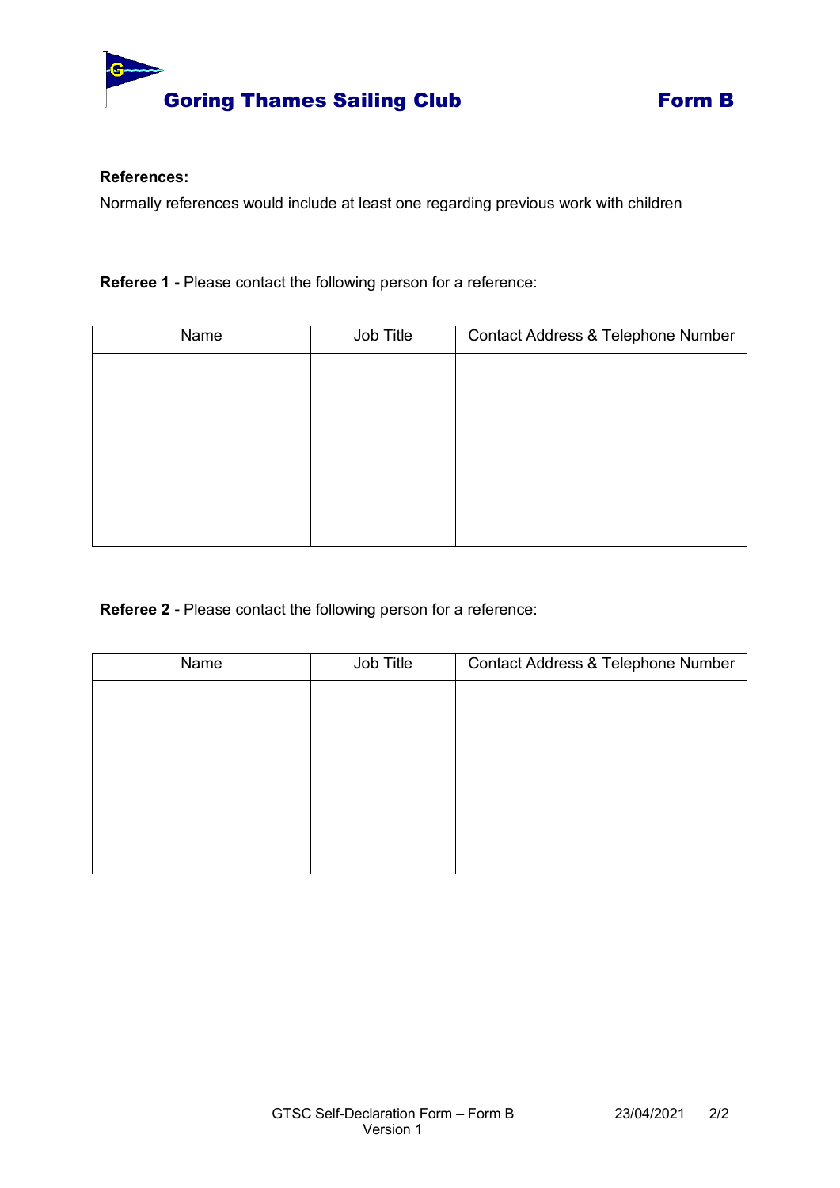# Goring Thames Sailing Club **Form B**

**References:**

Normally references would include at least one regarding previous work with children

**Referee 1 -** Please contact the following person for a reference:

| Name | Job Title | Contact Address & Telephone Number |
|---|---|---|
| | | |

**Referee 2 -** Please contact the following person for a reference:

| Name | Job Title | Contact Address & Telephone Number |
|---|---|---|
| | | |

GTSC Self-Declaration Form – Form B
Version 1

23/04/2021